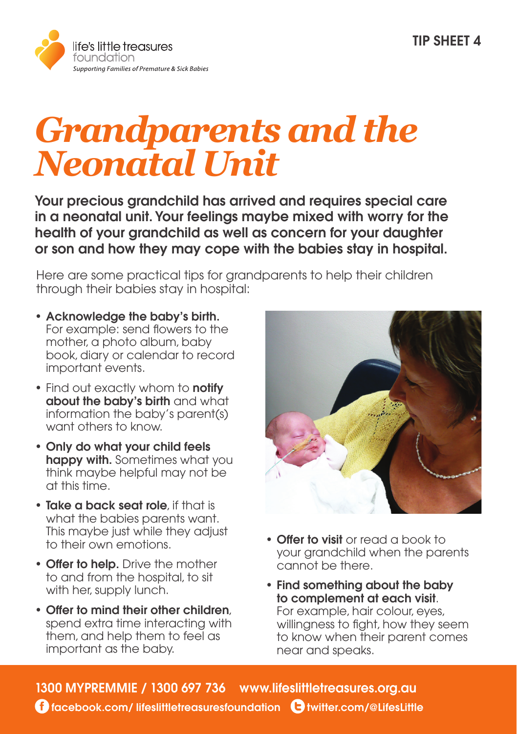life's little treasures foundation
*Supporting Families of Premature & Sick Babies*

**TIP SHEET 4**

# *Grandparents and the Neonatal Unit*

**Your precious grandchild has arrived and requires special care in a neonatal unit. Your feelings maybe mixed with worry for the health of your grandchild as well as concern for your daughter or son and how they may cope with the babies stay in hospital.**

Here are some practical tips for grandparents to help their children through their babies stay in hospital:

- **Acknowledge the baby's birth.** For example: send flowers to the mother, a photo album, baby book, diary or calendar to record important events.
- Find out exactly whom to **notify about the baby's birth** and what information the baby's parent(s) want others to know.
- **Only do what your child feels happy with.** Sometimes what you think maybe helpful may not be at this time.
- **Take a back seat role**, if that is what the babies parents want. This maybe just while they adjust to their own emotions.
- **Offer to help.** Drive the mother to and from the hospital, to sit with her, supply lunch.
- **Offer to mind their other children**, spend extra time interacting with them, and help them to feel as important as the baby.
- **Offer to visit** or read a book to your grandchild when the parents cannot be there.
- **Find something about the baby to complement at each visit**. For example, hair colour, eyes, willingness to fight, how they seem to know when their parent comes near and speaks.

**1300 MYPREMMIE / 1300 697 736 www.lifeslittletreasures.org.au**
**facebook.com/ lifeslittletreasuresfoundation twitter.com/@LifesLittle**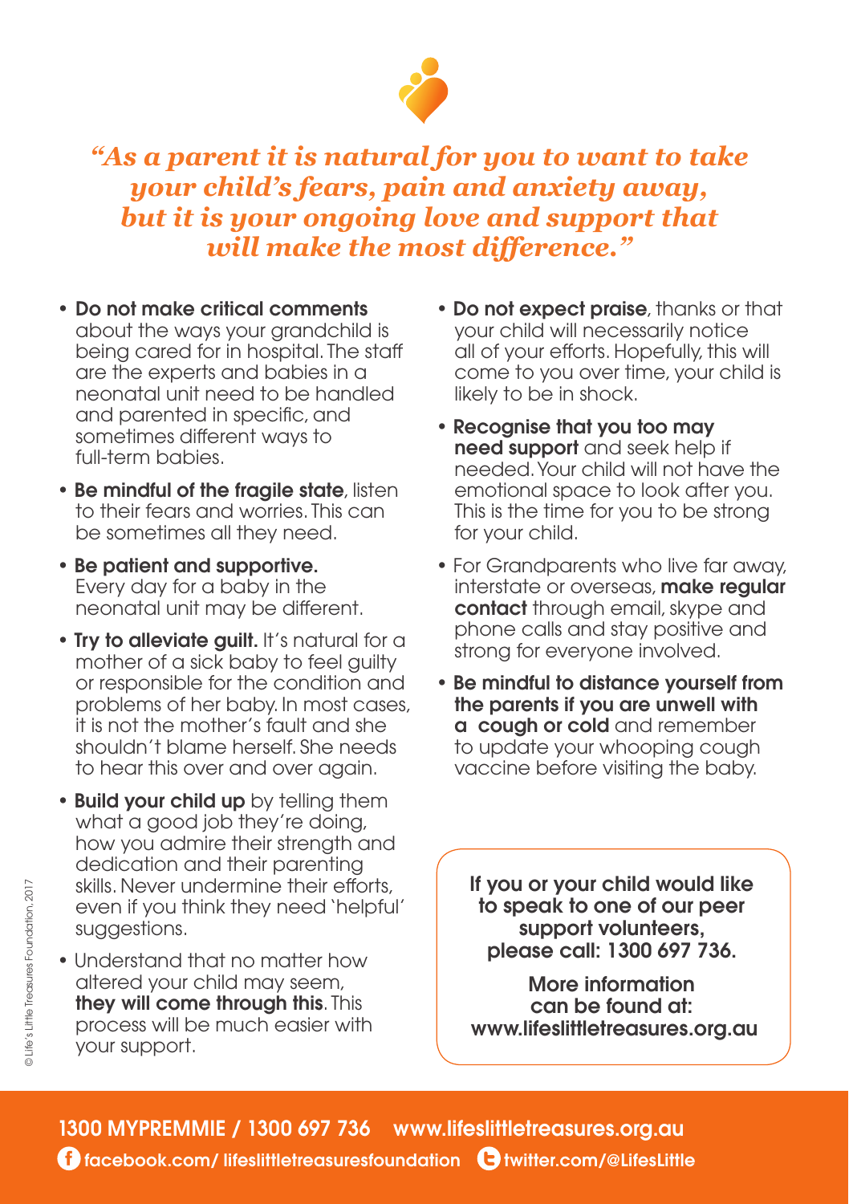*"As a parent it is natural for you to want to take your child's fears, pain and anxiety away, but it is your ongoing love and support that will make the most difference."*

- **Do not make critical comments** about the ways your grandchild is being cared for in hospital. The staff are the experts and babies in a neonatal unit need to be handled and parented in specific, and sometimes different ways to full-term babies.
- **Be mindful of the fragile state**, listen to their fears and worries. This can be sometimes all they need.
- **Be patient and supportive.** Every day for a baby in the neonatal unit may be different.
- **Try to alleviate guilt.** It's natural for a mother of a sick baby to feel guilty or responsible for the condition and problems of her baby. In most cases, it is not the mother's fault and she shouldn't blame herself. She needs to hear this over and over again.
- **Build your child up** by telling them what a good job they're doing, how you admire their strength and dedication and their parenting skills. Never undermine their efforts, even if you think they need 'helpful' suggestions.
- Understand that no matter how altered your child may seem, **they will come through this**. This process will be much easier with your support.
- **Do not expect praise**, thanks or that your child will necessarily notice all of your efforts. Hopefully, this will come to you over time, your child is likely to be in shock.
- **Recognise that you too may need support** and seek help if needed. Your child will not have the emotional space to look after you. This is the time for you to be strong for your child.
- For Grandparents who live far away, interstate or overseas, **make regular contact** through email, skype and phone calls and stay positive and strong for everyone involved.
- **Be mindful to distance yourself from the parents if you are unwell with a cough or cold** and remember to update your whooping cough vaccine before visiting the baby.

**If you or your child would like to speak to one of our peer support volunteers, please call: 1300 697 736.**

**More information can be found at: www.lifeslittletreasures.org.au**

© Life's Little Treasures Foundation, 2017

**1300 MYPREMMIE / 1300 697 736 www.lifeslittletreasures.org.au**

**facebook.com/ lifeslittletreasuresfoundation twitter.com/@LifesLittle**